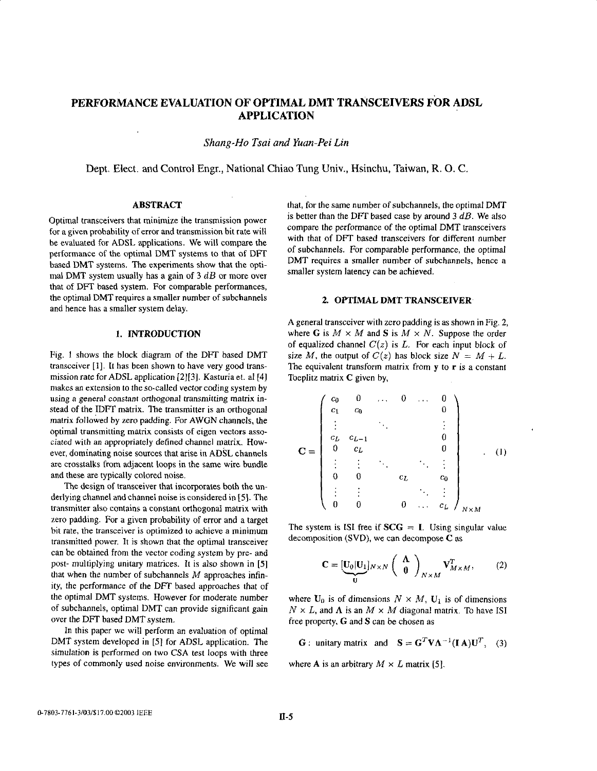# PERFORMANCE EVALUATION OF OPTIMAL DMT TRANSCEIVERS FOR ADSL APPLICATION

*Shang-Ho Tsai and Yuan-Pei Lin*

Dept. Elect. and Control Engr., National Chiao Tung Univ., Hsinchu, Taiwan, R. O. C.

## ABSTRACT

Optimal transceivers that minimize the transmission power for a given probability of error and transmission bit rate will be evaluated for ADSL applications. We will compare the performance of the optimal DMT systems to that of DFT based DMT systems. The experiments show that the optimal DMT system usually has a gain of 3 $dB$ or more over that of DFT based system. For comparable performances, the optimal DMT requires a smaller number of subchannels and hence has a smaller system delay.

## 1. INTRODUCTION

Fig. 1 shows the block diagram of the DFT based DMT transceiver [1]. It has been shown to have very good transmission rate for ADSL application [2][3]. Kasturia et. al [4] makes an extension to the so-called vector coding system by using a *general constant orthogonal transmitting matrix* instead of the IDFT matrix. The transmitter is an orthogonal matrix followed by zero padding. For AWGN channels, the optimal transmitting matrix consists of eigen vectors associated with an appropriately defined channel matrix. However, dominating noise sources that arise in ADSL channels are crosstalks from adjacent loops in the same wire bundle and these are typically colored noise.

The design of transceiver that incorporates both the underlying channel and channel noise is considered in [5]. The transmitter also contains a constant orthogonal matrix with zero padding. For a given probability of error and a target bit rate, the transceiver is optimized to achieve a minimum transmitted power. It is shown that the optimal transceiver can be obtained from the vector coding system by pre- and post- multiplying unitary matrices. It is also shown in [5] that when the number of subchannels $M$ approaches infinity, the performance of the DFT based approaches that of the optimal DMT systems. However for moderate number of subchannels, optimal DMT can provide significant gain over the DFT based DMT system.

In this paper we will perform an evaluation of optimal DMT system developed in [5] for ADSL application. The simulation is performed on two CSA test loops with three types of commonly used noise environments. We will see that, for the same number of subchannels, the optimal DMT is better than the DFT based case by around 3 $dB$. We also compare the performance of the optimal DMT transceivers with that of DFT based transceivers for different number of subchannels. For comparable performance, the optimal DMT requires a smaller number of subchannels, hence a smaller system latency can be achieved.

## 2. OPTIMAL DMT TRANSCEIVER

A general transceiver with zero padding is as shown in Fig. 2, where $\mathbf{G}$ is $M \times M$ and $\mathbf{S}$ is $M \times N$. Suppose the order of equalized channel $C(z)$ is $L$. For each input block of size $M$, the output of $C(z)$ has block size $N = M + L$. The equivalent transform matrix from $\mathbf{y}$ to $\mathbf{r}$ is a constant Toeplitz matrix $\mathbf{C}$ given by,

$$\mathbf{C} = \begin{pmatrix} c_0 & 0 & \dots & 0 & \dots & 0 \\ c_1 & c_0 & & & & 0 \\ \vdots & & \ddots & & & \vdots \\ c_L & c_{L-1} & & & & 0 \\ 0 & c_L & & & & 0 \\ \vdots & \vdots & \ddots & & \ddots & \vdots \\ 0 & 0 & & c_L & & c_0 \\ \vdots & \vdots & & & \ddots & \vdots \\ 0 & 0 & & 0 & \dots & c_L \end{pmatrix}_{N \times M}. \quad (1)$$

The system is ISI free if $\mathbf{SCG} = \mathbf{I}$. Using singular value decomposition (SVD), we can decompose $\mathbf{C}$ as

$$\mathbf{C} = \underbrace{[\mathbf{U}_0 | \mathbf{U}_1]_{N \times N}}_{\mathbf{U}} \begin{pmatrix} \mathbf{\Lambda} \\ \mathbf{0} \end{pmatrix}_{N \times M} \mathbf{V}^T_{M \times M}, \quad (2)$$

where $\mathbf{U}_0$ is of dimensions $N \times M$, $\mathbf{U}_1$ is of dimensions $N \times L$, and $\mathbf{\Lambda}$ is an $M \times M$ diagonal matrix. To have ISI free property, $\mathbf{G}$ and $\mathbf{S}$ can be chosen as

$$\mathbf{G}: \text{ unitary matrix and } \quad \mathbf{S} = \mathbf{G}^T \mathbf{V} \mathbf{\Lambda}^{-1} (\mathbf{I} \; \mathbf{A}) \mathbf{U}^T, \quad (3)$$

where $\mathbf{A}$ is an arbitrary $M \times L$ matrix [5].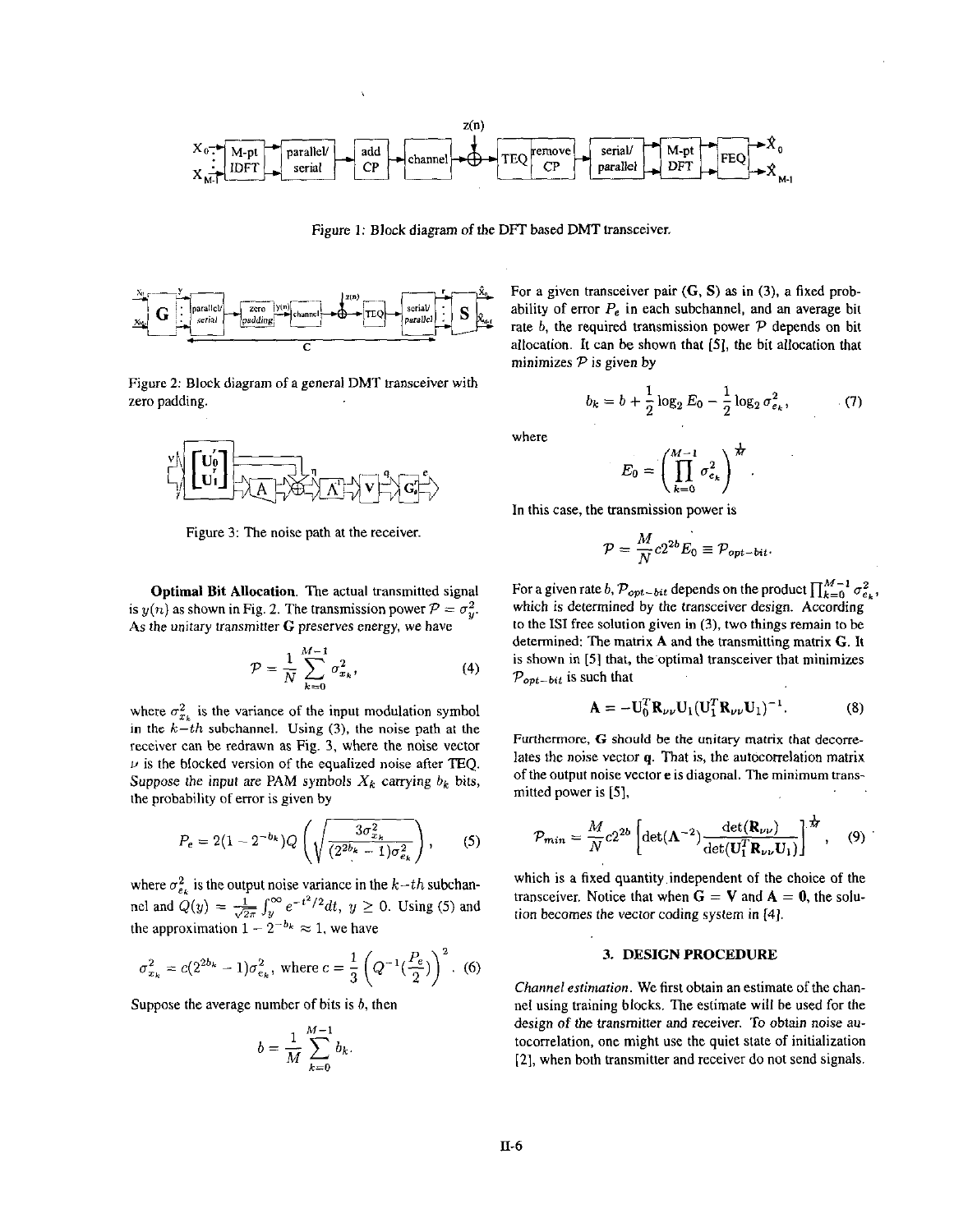Figure 1: Block diagram of the DFT based DMT transceiver.

Figure 2: Block diagram of a general DMT transceiver with zero padding.

Figure 3: The noise path at the receiver.

**Optimal Bit Allocation.** The actual transmitted signal is $y(n)$ as shown in Fig. 2. The transmission power $\mathcal{P} = \sigma_y^2$. As the unitary transmitter $\mathbf{G}$ preserves energy, we have

$$\mathcal{P} = \frac{1}{N}\sum_{k=0}^{M-1}\sigma_{x_k}^2, \tag{4}$$

where $\sigma_{x_k}^2$ is the variance of the input modulation symbol in the $k-th$ subchannel. Using (3), the noise path at the receiver can be redrawn as Fig. 3, where the noise vector $\nu$ is the blocked version of the equalized noise after TEQ. Suppose the input are PAM symbols $X_k$ carrying $b_k$ bits, the probability of error is given by

$$P_e = 2(1-2^{-b_k})Q\left(\sqrt{\frac{3\sigma_{x_k}^2}{(2^{2b_k}-1)\sigma_{e_k}^2}}\right), \tag{5}$$

where $\sigma_{e_k}^2$ is the output noise variance in the $k-th$ subchannel and $Q(y) = \frac{1}{\sqrt{2\pi}}\int_y^\infty e^{-t^2/2}dt,\ y \geq 0$. Using (5) and the approximation $1 - 2^{-b_k} \approx 1$, we have

$$\sigma_{x_k}^2 = c(2^{2b_k}-1)\sigma_{e_k}^2, \text{ where } c = \frac{1}{3}\left(Q^{-1}\left(\frac{P_e}{2}\right)\right)^2. \tag{6}$$

Suppose the average number of bits is $b$, then

$$b = \frac{1}{M}\sum_{k=0}^{M-1} b_k.$$

For a given transceiver pair $(\mathbf{G}, \mathbf{S})$ as in (3), a fixed probability of error $P_e$ in each subchannel, and an average bit rate $b$, the required transmission power $\mathcal{P}$ depends on bit allocation. It can be shown that [5], the bit allocation that minimizes $\mathcal{P}$ is given by

$$b_k = b + \frac{1}{2}\log_2 E_0 - \frac{1}{2}\log_2 \sigma_{e_k}^2, \tag{7}$$

where

$$E_0 = \left(\prod_{k=0}^{M-1}\sigma_{e_k}^2\right)^{\frac{1}{M}}.$$

In this case, the transmission power is

$$\mathcal{P} = \frac{M}{N}c2^{2b}E_0 \equiv \mathcal{P}_{opt-bit}.$$

For a given rate $b$, $\mathcal{P}_{opt-bit}$ depends on the product $\prod_{k=0}^{M-1}\sigma_{e_k}^2$, which is determined by the transceiver design. According to the ISI free solution given in (3), two things remain to be determined: The matrix $\mathbf{A}$ and the transmitting matrix $\mathbf{G}$. It is shown in [5] that, the optimal transceiver that minimizes $\mathcal{P}_{opt-bit}$ is such that

$$\mathbf{A} = -\mathbf{U}_0^T\mathbf{R}_{\nu\nu}\mathbf{U}_1(\mathbf{U}_1^T\mathbf{R}_{\nu\nu}\mathbf{U}_1)^{-1}. \tag{8}$$

Furthermore, $\mathbf{G}$ should be the unitary matrix that decorrelates the noise vector $\mathbf{q}$. That is, the autocorrelation matrix of the output noise vector $\mathbf{e}$ is diagonal. The minimum transmitted power is [5],

$$\mathcal{P}_{min} = \frac{M}{N}c2^{2b}\left[\det(\mathbf{\Lambda}^{-2})\frac{\det(\mathbf{R}_{\nu\nu})}{\det(\mathbf{U}_1^T\mathbf{R}_{\nu\nu}\mathbf{U}_1)}\right]^{\frac{1}{M}}, \tag{9}$$

which is a fixed quantity independent of the choice of the transceiver. Notice that when $\mathbf{G} = \mathbf{V}$ and $\mathbf{A} = \mathbf{0}$, the solution becomes the vector coding system in [4].

## 3. DESIGN PROCEDURE

*Channel estimation.* We first obtain an estimate of the channel using training blocks. The estimate will be used for the design of the transmitter and receiver. To obtain noise autocorrelation, one might use the quiet state of initialization [2], when both transmitter and receiver do not send signals.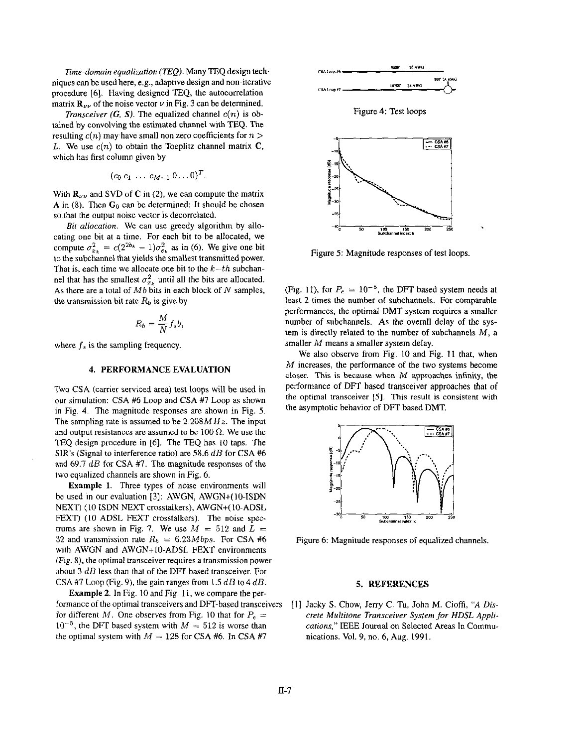*Time-domain equalization (TEQ).* Many TEQ design techniques can be used here, e.g., adaptive design and non-iterative procedure [6]. Having designed TEQ, the autocorrelation matrix $\mathbf{R}_{\nu\nu}$ of the noise vector $\nu$ in Fig. 3 can be determined.

*Transceiver (G, S).* The equalized channel $c(n)$ is obtained by convolving the estimated channel with TEQ. The resulting $c(n)$ may have small non zero coefficients for $n > L$. We use $c(n)$ to obtain the Toeplitz channel matrix $\mathbf{C}$, which has first column given by

$$(c_0\, c_1\, \ldots\, c_{M-1}\, 0 \ldots 0)^T.$$

With $\mathbf{R}_{\nu\nu}$ and SVD of $\mathbf{C}$ in (2), we can compute the matrix $\mathbf{A}$ in (8). Then $\mathbf{G}_0$ can be determined: It should be chosen so that the output noise vector is decorrelated.

*Bit allocation.* We can use greedy algorithm by allocating one bit at a time. For each bit to be allocated, we compute $\sigma^2_{x_k} = c(2^{2b_k} - 1)\sigma^2_{e_k}$ as in (6). We give one bit to the subchannel that yields the smallest transmitted power. That is, each time we allocate one bit to the $k$-$th$ subchannel that has the smallest $\sigma^2_{x_k}$ until all the bits are allocated. As there are a total of $Mb$ bits in each block of $N$ samples, the transmission bit rate $R_b$ is give by

$$R_b = \frac{M}{N} f_s b,$$

where $f_s$ is the sampling frequency.

## 4. PERFORMANCE EVALUATION

Two CSA (carrier serviced area) test loops will be used in our simulation: CSA #6 Loop and CSA #7 Loop as shown in Fig. 4. The magnitude responses are shown in Fig. 5. The sampling rate is assumed to be $2.208MHz$. The input and output resistances are assumed to be 100 $\Omega$. We use the TEQ design procedure in [6]. The TEQ has 10 taps. The SIR's (Signal to interference ratio) are 58.6 $dB$ for CSA #6 and 69.7 $dB$ for CSA #7. The magnitude responses of the two equalized channels are shown in Fig. 6.

**Example 1.** Three types of noise environments will be used in our evaluation [3]: AWGN, AWGN+(10-ISDN NEXT) (10 ISDN NEXT crosstalkers), AWGN+(10-ADSL FEXT) (10 ADSL FEXT crosstalkers). The noise spectrums are shown in Fig. 7. We use $M = 512$ and $L = 32$ and transmission rate $R_b = 6.23Mbps$. For CSA #6 with AWGN and AWGN+10-ADSL FEXT environments (Fig. 8), the optimal transceiver requires a transmission power about 3 $dB$ less than that of the DFT based transceiver. For CSA #7 Loop (Fig. 9), the gain ranges from 1.5 $dB$ to 4 $dB$.

**Example 2.** In Fig. 10 and Fig. 11, we compare the performance of the optimal transceivers and DFT-based transceivers for different $M$. One observes from Fig. 10 that for $P_e = 10^{-5}$, the DFT based system with $M = 512$ is worse than the optimal system with $M = 128$ for CSA #6. In CSA #7 (Fig. 11), for $P_e = 10^{-5}$, the DFT based system needs at least 2 times the number of subchannels. For comparable performances, the optimal DMT system requires a smaller number of subchannels. As the overall delay of the system is directly related to the number of subchannels $M$, a smaller $M$ means a smaller system delay.

We also observe from Fig. 10 and Fig. 11 that, when $M$ increases, the performance of the two systems become closer. This is because when $M$ approaches infinity, the performance of DFT based transceiver approaches that of the optimal transceiver [5]. This result is consistent with the asymptotic behavior of DFT based DMT.

Figure 4: Test loops

Figure 5: Magnitude responses of test loops.

Figure 6: Magnitude responses of equalized channels.

## 5. REFERENCES

[1] Jacky S. Chow, Jerry C. Tu, John M. Cioffi, "*A Discrete Multitone Transceiver System for HDSL Applications,*" IEEE Journal on Selected Areas In Communications. Vol. 9, no. 6, Aug. 1991.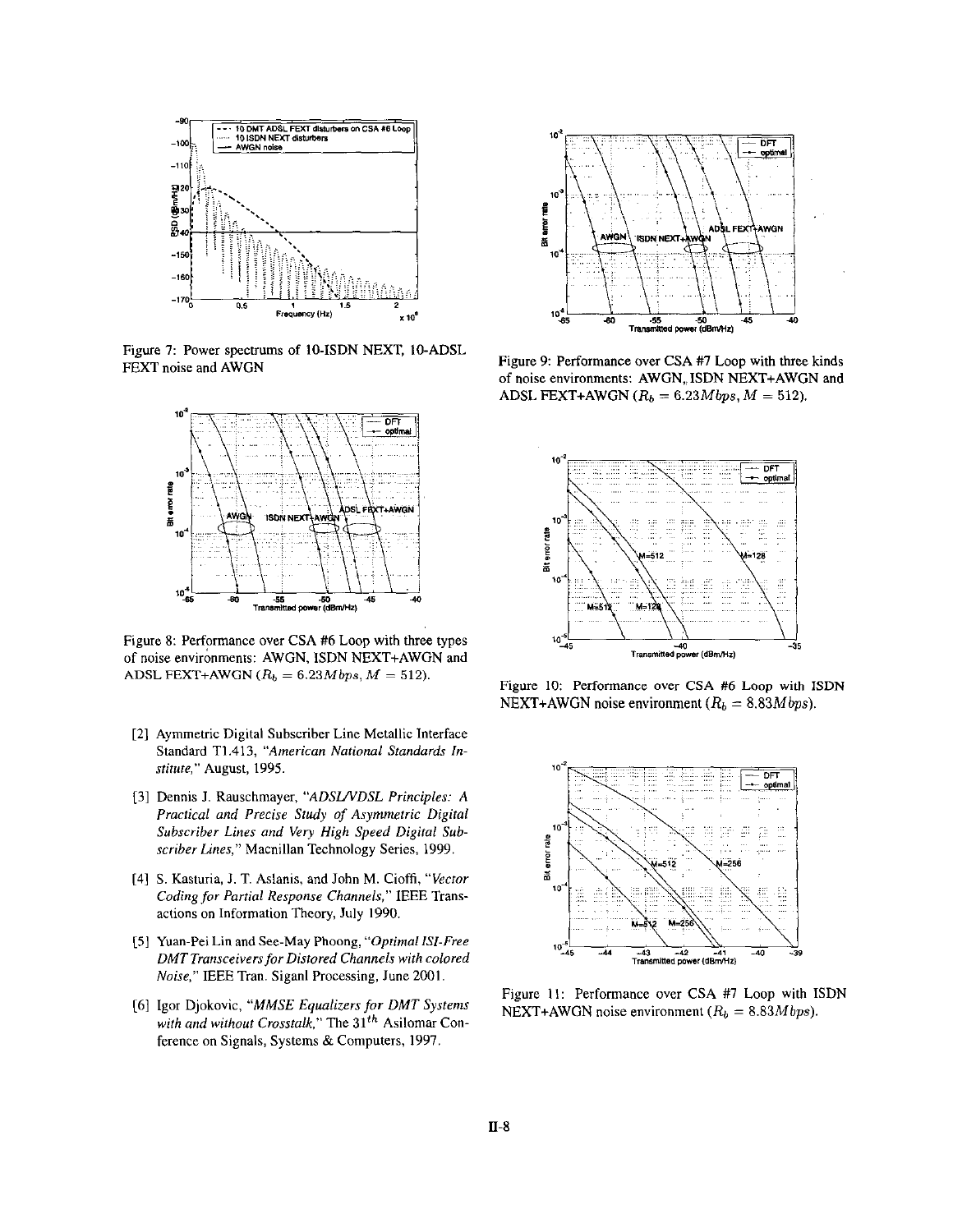-90

- - - 10 DMT ADSL FEXT disturbers on CSA #6 Loop
...... 10 ISDN NEXT disturbers
—— AWGN noise

-100
-110
-120
-130
-140
-150
-160
-170

PSD (dBm/Hz)

0 0.5 1 1.5 2

Frequency (Hz) x 10^6

Figure 7: Power spectrums of 10-ISDN NEXT, 10-ADSL FEXT noise and AWGN

10^-2
10^-3
10^-4
10^-5

Bit error rate

—— DFT
—•— optimal

AWGN
ISDN NEXT+AWGN
ADSL FEXT+AWGN

-65 -60 -55 -50 -45 -40

Transmitted power (dBm/Hz)

Figure 8: Performance over CSA #6 Loop with three types of noise environments: AWGN, ISDN NEXT+AWGN and ADSL FEXT+AWGN ($R_b = 6.23Mbps$, $M = 512$).

[2] Aymmetric Digital Subscriber Line Metallic Interface Standard T1.413, *"American National Standards Institute,"* August, 1995.

[3] Dennis J. Rauschmayer, *"ADSL/VDSL Principles: A Practical and Precise Study of Asymmetric Digital Subscriber Lines and Very High Speed Digital Subscriber Lines,"* Macnillan Technology Series, 1999.

[4] S. Kasturia, J. T. Aslanis, and John M. Cioffi, *"Vector Coding for Partial Response Channels,"* IEEE Transactions on Information Theory, July 1990.

[5] Yuan-Pei Lin and See-May Phoong, *"Optimal ISI-Free DMT Transceivers for Distored Channels with colored Noise,"* IEEE Tran. Siganl Processing, June 2001.

[6] Igor Djokovic, *"MMSE Equalizers for DMT Systems with and without Crosstalk,"* The 31[th] Asilomar Conference on Signals, Systems & Computers, 1997.

10^-2
10^-3
10^-4
10^-5

Bit error rate

—— DFT
—•— optimal

AWGN
ISDN NEXT+AWGN
ADSL FEXT+AWGN

-65 -60 -55 -50 -45 -40

Transmitted power (dBm/Hz)

Figure 9: Performance over CSA #7 Loop with three kinds of noise environments: AWGN, ISDN NEXT+AWGN and ADSL FEXT+AWGN ($R_b = 6.23Mbps$, $M = 512$).

10^-2
10^-3
10^-4
10^-5

Bit error rate

—— DFT
—•— optimal

M=512
M=128
M=512
M=128

-45 -40 -35

Transmitted power (dBm/Hz)

Figure 10: Performance over CSA #6 Loop with ISDN NEXT+AWGN noise environment ($R_b = 8.83Mbps$).

10^-2
10^-3
10^-4
10^-5

Bit error rate

—— DFT
—•— optimal

M=512
M=256
M=512
M=256

-45 -44 -43 -42 -41 -40 -39

Transmitted power (dBm/Hz)

Figure 11: Performance over CSA #7 Loop with ISDN NEXT+AWGN noise environment ($R_b = 8.83Mbps$).